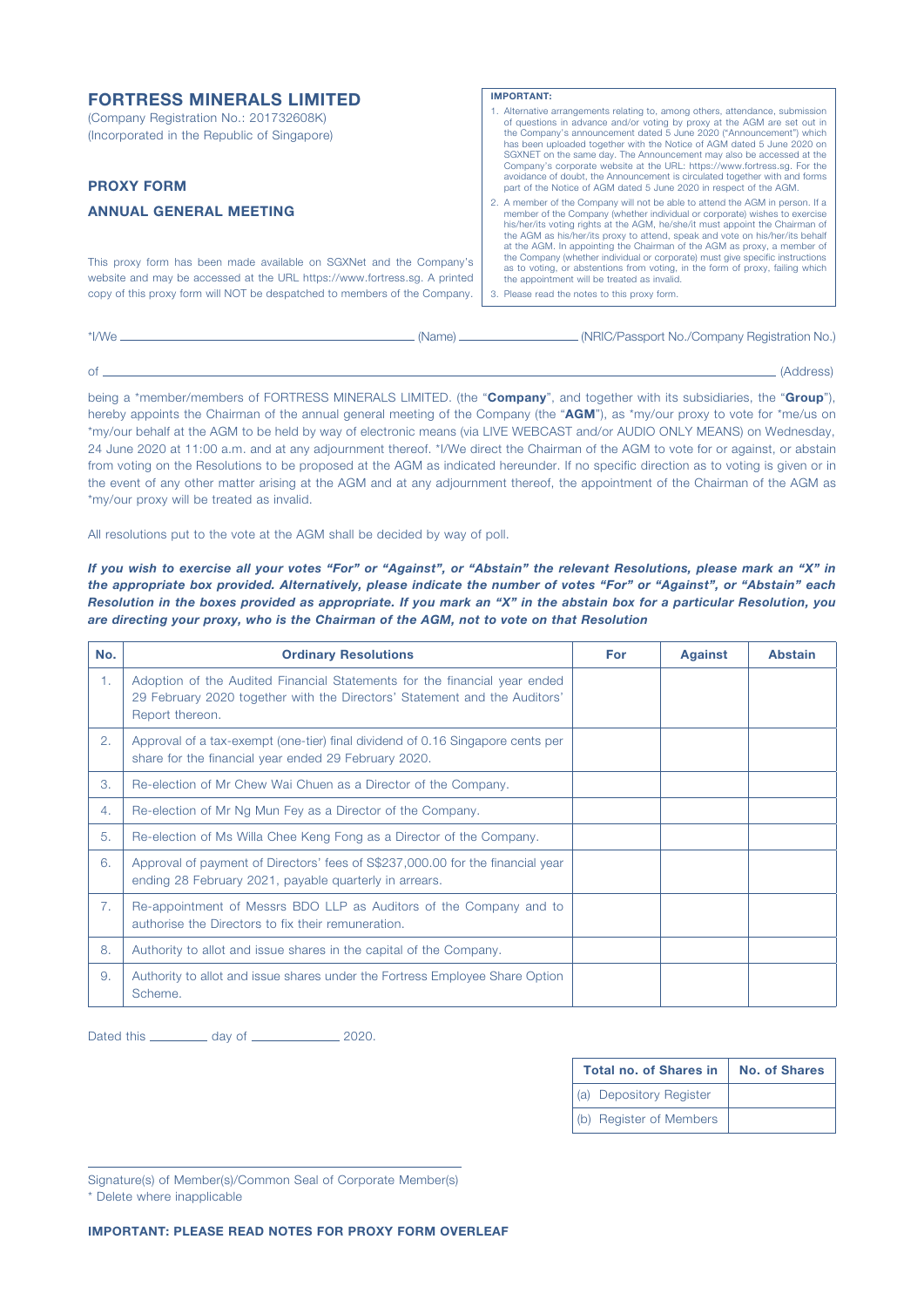# FORTRESS MINERALS LIMITED

(Company Registration No.: 201732608K)
(Incorporated in the Republic of Singapore)

## PROXY FORM

## ANNUAL GENERAL MEETING

This proxy form has been made available on SGXNet and the Company's website and may be accessed at the URL https://www.fortress.sg. A printed copy of this proxy form will NOT be despatched to members of the Company.

**IMPORTANT:**

1. Alternative arrangements relating to, among others, attendance, submission of questions in advance and/or voting by proxy at the AGM are set out in the Company's announcement dated 5 June 2020 ("Announcement") which has been uploaded together with the Notice of AGM dated 5 June 2020 on SGXNET on the same day. The Announcement may also be accessed at the Company's corporate website at the URL: https://www.fortress.sg. For the avoidance of doubt, the Announcement is circulated together with and forms part of the Notice of AGM dated 5 June 2020 in respect of the AGM.
2. A member of the Company will not be able to attend the AGM in person. If a member of the Company (whether individual or corporate) wishes to exercise his/her/its voting rights at the AGM, he/she/it must appoint the Chairman of the AGM as his/her/its proxy to attend, speak and vote on his/her/its behalf at the AGM. In appointing the Chairman of the AGM as proxy, a member of the Company (whether individual or corporate) must give specific instructions as to voting, or abstentions from voting, in the form of proxy, failing which the appointment will be treated as invalid.
3. Please read the notes to this proxy form.

*I/We ______________________ (Name) ______________ (NRIC/Passport No./Company Registration No.)

of ______________________________________________ (Address)

being a *member/members of FORTRESS MINERALS LIMITED. (the "**Company**", and together with its subsidiaries, the "**Group**"), hereby appoints the Chairman of the annual general meeting of the Company (the "**AGM**"), as *my/our proxy to vote for *me/us on *my/our behalf at the AGM to be held by way of electronic means (via LIVE WEBCAST and/or AUDIO ONLY MEANS) on Wednesday, 24 June 2020 at 11:00 a.m. and at any adjournment thereof. *I/We direct the Chairman of the AGM to vote for or against, or abstain from voting on the Resolutions to be proposed at the AGM as indicated hereunder. If no specific direction as to voting is given or in the event of any other matter arising at the AGM and at any adjournment thereof, the appointment of the Chairman of the AGM as *my/our proxy will be treated as invalid.

All resolutions put to the vote at the AGM shall be decided by way of poll.

***If you wish to exercise all your votes "For" or "Against", or "Abstain" the relevant Resolutions, please mark an "X" in the appropriate box provided. Alternatively, please indicate the number of votes "For" or "Against", or "Abstain" each Resolution in the boxes provided as appropriate. If you mark an "X" in the abstain box for a particular Resolution, you are directing your proxy, who is the Chairman of the AGM, not to vote on that Resolution***

| No. | Ordinary Resolutions | For | Against | Abstain |
|---|---|---|---|---|
| 1. | Adoption of the Audited Financial Statements for the financial year ended 29 February 2020 together with the Directors' Statement and the Auditors' Report thereon. | | | |
| 2. | Approval of a tax-exempt (one-tier) final dividend of 0.16 Singapore cents per share for the financial year ended 29 February 2020. | | | |
| 3. | Re-election of Mr Chew Wai Chuen as a Director of the Company. | | | |
| 4. | Re-election of Mr Ng Mun Fey as a Director of the Company. | | | |
| 5. | Re-election of Ms Willa Chee Keng Fong as a Director of the Company. | | | |
| 6. | Approval of payment of Directors' fees of S$237,000.00 for the financial year ending 28 February 2021, payable quarterly in arrears. | | | |
| 7. | Re-appointment of Messrs BDO LLP as Auditors of the Company and to authorise the Directors to fix their remuneration. | | | |
| 8. | Authority to allot and issue shares in the capital of the Company. | | | |
| 9. | Authority to allot and issue shares under the Fortress Employee Share Option Scheme. | | | |

Dated this ________ day of ____________ 2020.

| Total no. of Shares in | No. of Shares |
|---|---|
| (a) Depository Register | |
| (b) Register of Members | |

Signature(s) of Member(s)/Common Seal of Corporate Member(s)

\* Delete where inapplicable

**IMPORTANT: PLEASE READ NOTES FOR PROXY FORM OVERLEAF**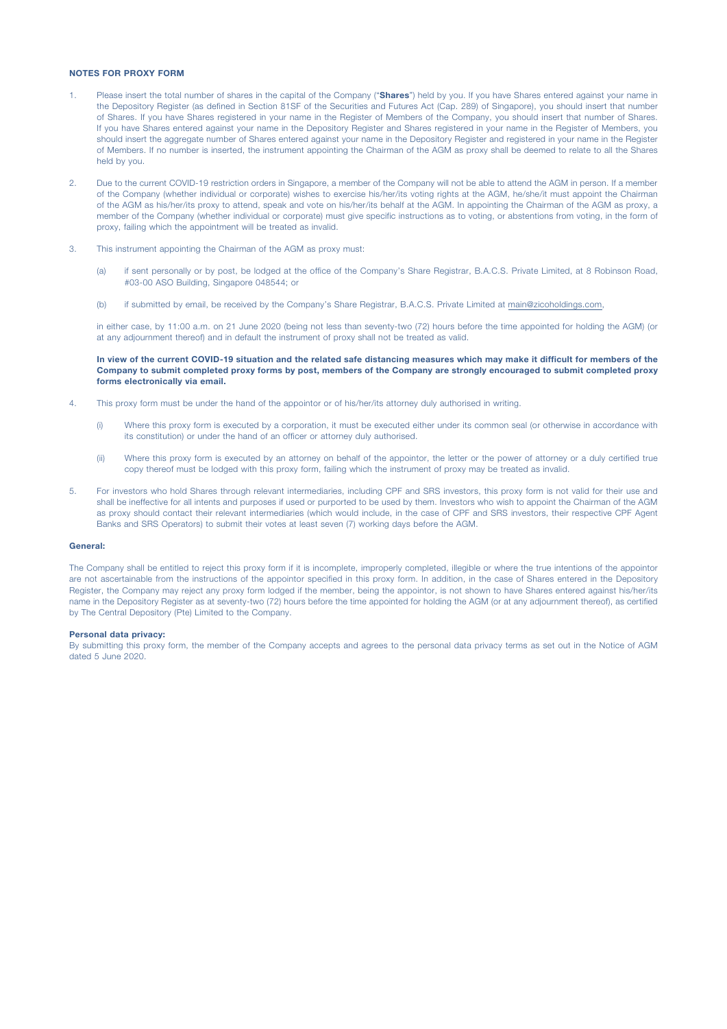## NOTES FOR PROXY FORM

1. Please insert the total number of shares in the capital of the Company ("**Shares**") held by you. If you have Shares entered against your name in the Depository Register (as defined in Section 81SF of the Securities and Futures Act (Cap. 289) of Singapore), you should insert that number of Shares. If you have Shares registered in your name in the Register of Members of the Company, you should insert that number of Shares. If you have Shares entered against your name in the Depository Register and Shares registered in your name in the Register of Members, you should insert the aggregate number of Shares entered against your name in the Depository Register and registered in your name in the Register of Members. If no number is inserted, the instrument appointing the Chairman of the AGM as proxy shall be deemed to relate to all the Shares held by you.

2. Due to the current COVID-19 restriction orders in Singapore, a member of the Company will not be able to attend the AGM in person. If a member of the Company (whether individual or corporate) wishes to exercise his/her/its voting rights at the AGM, he/she/it must appoint the Chairman of the AGM as his/her/its proxy to attend, speak and vote on his/her/its behalf at the AGM. In appointing the Chairman of the AGM as proxy, a member of the Company (whether individual or corporate) must give specific instructions as to voting, or abstentions from voting, in the form of proxy, failing which the appointment will be treated as invalid.

3. This instrument appointing the Chairman of the AGM as proxy must:

   (a) if sent personally or by post, be lodged at the office of the Company's Share Registrar, B.A.C.S. Private Limited, at 8 Robinson Road, #03-00 ASO Building, Singapore 048544; or

   (b) if submitted by email, be received by the Company's Share Registrar, B.A.C.S. Private Limited at main@zicoholdings.com,

   in either case, by 11:00 a.m. on 21 June 2020 (being not less than seventy-two (72) hours before the time appointed for holding the AGM) (or at any adjournment thereof) and in default the instrument of proxy shall not be treated as valid.

   **In view of the current COVID-19 situation and the related safe distancing measures which may make it difficult for members of the Company to submit completed proxy forms by post, members of the Company are strongly encouraged to submit completed proxy forms electronically via email.**

4. This proxy form must be under the hand of the appointor or of his/her/its attorney duly authorised in writing.

   (i) Where this proxy form is executed by a corporation, it must be executed either under its common seal (or otherwise in accordance with its constitution) or under the hand of an officer or attorney duly authorised.

   (ii) Where this proxy form is executed by an attorney on behalf of the appointor, the letter or the power of attorney or a duly certified true copy thereof must be lodged with this proxy form, failing which the instrument of proxy may be treated as invalid.

5. For investors who hold Shares through relevant intermediaries, including CPF and SRS investors, this proxy form is not valid for their use and shall be ineffective for all intents and purposes if used or purported to be used by them. Investors who wish to appoint the Chairman of the AGM as proxy should contact their relevant intermediaries (which would include, in the case of CPF and SRS investors, their respective CPF Agent Banks and SRS Operators) to submit their votes at least seven (7) working days before the AGM.

**General:**

The Company shall be entitled to reject this proxy form if it is incomplete, improperly completed, illegible or where the true intentions of the appointor are not ascertainable from the instructions of the appointor specified in this proxy form. In addition, in the case of Shares entered in the Depository Register, the Company may reject any proxy form lodged if the member, being the appointor, is not shown to have Shares entered against his/her/its name in the Depository Register as at seventy-two (72) hours before the time appointed for holding the AGM (or at any adjournment thereof), as certified by The Central Depository (Pte) Limited to the Company.

**Personal data privacy:**

By submitting this proxy form, the member of the Company accepts and agrees to the personal data privacy terms as set out in the Notice of AGM dated 5 June 2020.